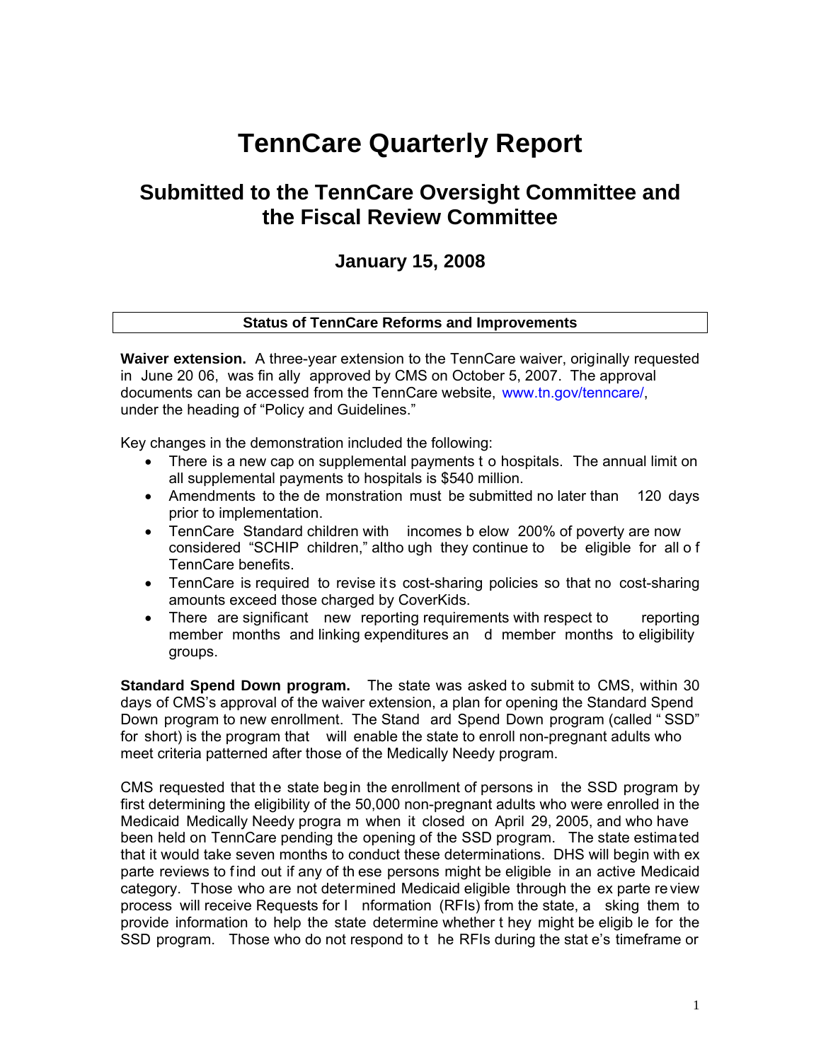# TennCare Quarterly Report

## Submitted to the TennCare Oversight Committee and the Fiscal Review Committee

### January 15, 2008

**Status of TennCare Reforms and Improvements**

**Waiver extension.** A three-year extension to the TennCare waiver, originally requested in June 2006, was finally approved by CMS on October 5, 2007. The approval documents can be accessed from the TennCare website, www.tn.gov/tenncare/, under the heading of "Policy and Guidelines."

Key changes in the demonstration included the following:

- There is a new cap on supplemental payments to hospitals. The annual limit on all supplemental payments to hospitals is $540 million.
- Amendments to the demonstration must be submitted no later than 120 days prior to implementation.
- TennCare Standard children with incomes below 200% of poverty are now considered "SCHIP children," although they continue to be eligible for all of TennCare benefits.
- TennCare is required to revise its cost-sharing policies so that no cost-sharing amounts exceed those charged by CoverKids.
- There are significant new reporting requirements with respect to reporting member months and linking expenditures and member months to eligibility groups.

**Standard Spend Down program.** The state was asked to submit to CMS, within 30 days of CMS's approval of the waiver extension, a plan for opening the Standard Spend Down program to new enrollment. The Standard Spend Down program (called "SSD" for short) is the program that will enable the state to enroll non-pregnant adults who meet criteria patterned after those of the Medically Needy program.

CMS requested that the state begin the enrollment of persons in the SSD program by first determining the eligibility of the 50,000 non-pregnant adults who were enrolled in the Medicaid Medically Needy program when it closed on April 29, 2005, and who have been held on TennCare pending the opening of the SSD program. The state estimated that it would take seven months to conduct these determinations. DHS will begin with ex parte reviews to find out if any of these persons might be eligible in an active Medicaid category. Those who are not determined Medicaid eligible through the ex parte review process will receive Requests for Information (RFIs) from the state, asking them to provide information to help the state determine whether they might be eligible for the SSD program. Those who do not respond to the RFIs during the state's timeframe or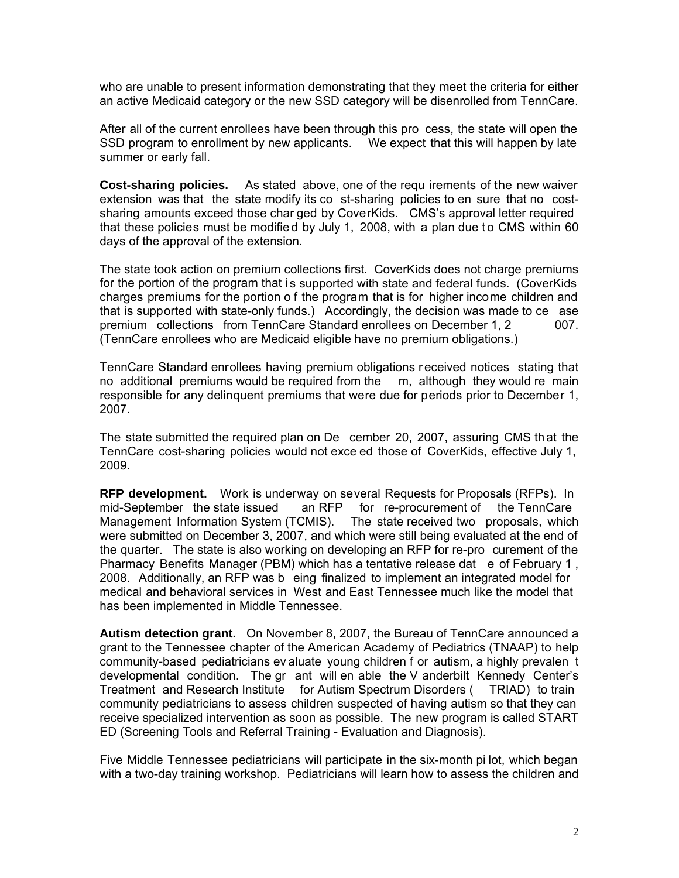who are unable to present information demonstrating that they meet the criteria for either an active Medicaid category or the new SSD category will be disenrolled from TennCare.

After all of the current enrollees have been through this process, the state will open the SSD program to enrollment by new applicants. We expect that this will happen by late summer or early fall.

**Cost-sharing policies.** As stated above, one of the requirements of the new waiver extension was that the state modify its cost-sharing policies to ensure that no cost-sharing amounts exceed those charged by CoverKids. CMS's approval letter required that these policies must be modified by July 1, 2008, with a plan due to CMS within 60 days of the approval of the extension.

The state took action on premium collections first. CoverKids does not charge premiums for the portion of the program that is supported with state and federal funds. (CoverKids charges premiums for the portion of the program that is for higher income children and that is supported with state-only funds.) Accordingly, the decision was made to cease premium collections from TennCare Standard enrollees on December 1, 2007. (TennCare enrollees who are Medicaid eligible have no premium obligations.)

TennCare Standard enrollees having premium obligations received notices stating that no additional premiums would be required from them, although they would remain responsible for any delinquent premiums that were due for periods prior to December 1, 2007.

The state submitted the required plan on December 20, 2007, assuring CMS that the TennCare cost-sharing policies would not exceed those of CoverKids, effective July 1, 2009.

**RFP development.** Work is underway on several Requests for Proposals (RFPs). In mid-September the state issued an RFP for re-procurement of the TennCare Management Information System (TCMIS). The state received two proposals, which were submitted on December 3, 2007, and which were still being evaluated at the end of the quarter. The state is also working on developing an RFP for re-procurement of the Pharmacy Benefits Manager (PBM) which has a tentative release date of February 1, 2008. Additionally, an RFP was being finalized to implement an integrated model for medical and behavioral services in West and East Tennessee much like the model that has been implemented in Middle Tennessee.

**Autism detection grant.** On November 8, 2007, the Bureau of TennCare announced a grant to the Tennessee chapter of the American Academy of Pediatrics (TNAAP) to help community-based pediatricians evaluate young children for autism, a highly prevalent developmental condition. The grant will enable the Vanderbilt Kennedy Center's Treatment and Research Institute for Autism Spectrum Disorders (TRIAD) to train community pediatricians to assess children suspected of having autism so that they can receive specialized intervention as soon as possible. The new program is called START ED (Screening Tools and Referral Training - Evaluation and Diagnosis).

Five Middle Tennessee pediatricians will participate in the six-month pilot, which began with a two-day training workshop. Pediatricians will learn how to assess the children and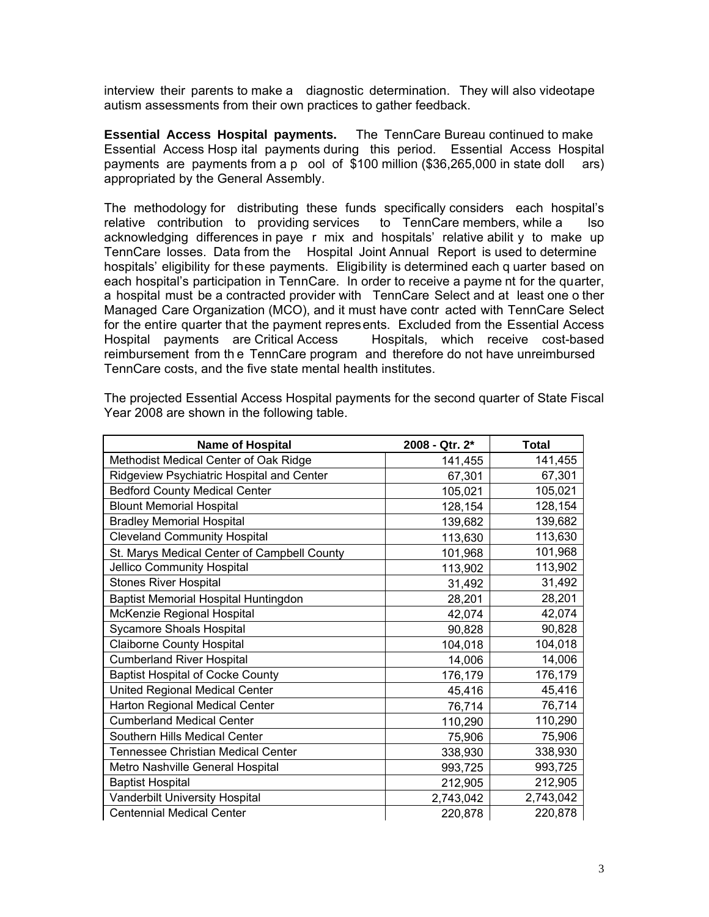interview their parents to make a diagnostic determination. They will also videotape autism assessments from their own practices to gather feedback.

**Essential Access Hospital payments.** The TennCare Bureau continued to make Essential Access Hospital payments during this period. Essential Access Hospital payments are payments from a pool of $100 million ($36,265,000 in state dollars) appropriated by the General Assembly.

The methodology for distributing these funds specifically considers each hospital's relative contribution to providing services to TennCare members, while also acknowledging differences in payer mix and hospitals' relative ability to make up TennCare losses. Data from the Hospital Joint Annual Report is used to determine hospitals' eligibility for these payments. Eligibility is determined each quarter based on each hospital's participation in TennCare. In order to receive a payment for the quarter, a hospital must be a contracted provider with TennCare Select and at least one other Managed Care Organization (MCO), and it must have contracted with TennCare Select for the entire quarter that the payment represents. Excluded from the Essential Access Hospital payments are Critical Access Hospitals, which receive cost-based reimbursement from the TennCare program and therefore do not have unreimbursed TennCare costs, and the five state mental health institutes.

The projected Essential Access Hospital payments for the second quarter of State Fiscal Year 2008 are shown in the following table.

| Name of Hospital | 2008 - Qtr. 2* | Total |
|---|---|---|
| Methodist Medical Center of Oak Ridge | 141,455 | 141,455 |
| Ridgeview Psychiatric Hospital and Center | 67,301 | 67,301 |
| Bedford County Medical Center | 105,021 | 105,021 |
| Blount Memorial Hospital | 128,154 | 128,154 |
| Bradley Memorial Hospital | 139,682 | 139,682 |
| Cleveland Community Hospital | 113,630 | 113,630 |
| St. Marys Medical Center of Campbell County | 101,968 | 101,968 |
| Jellico Community Hospital | 113,902 | 113,902 |
| Stones River Hospital | 31,492 | 31,492 |
| Baptist Memorial Hospital Huntingdon | 28,201 | 28,201 |
| McKenzie Regional Hospital | 42,074 | 42,074 |
| Sycamore Shoals Hospital | 90,828 | 90,828 |
| Claiborne County Hospital | 104,018 | 104,018 |
| Cumberland River Hospital | 14,006 | 14,006 |
| Baptist Hospital of Cocke County | 176,179 | 176,179 |
| United Regional Medical Center | 45,416 | 45,416 |
| Harton Regional Medical Center | 76,714 | 76,714 |
| Cumberland Medical Center | 110,290 | 110,290 |
| Southern Hills Medical Center | 75,906 | 75,906 |
| Tennessee Christian Medical Center | 338,930 | 338,930 |
| Metro Nashville General Hospital | 993,725 | 993,725 |
| Baptist Hospital | 212,905 | 212,905 |
| Vanderbilt University Hospital | 2,743,042 | 2,743,042 |
| Centennial Medical Center | 220,878 | 220,878 |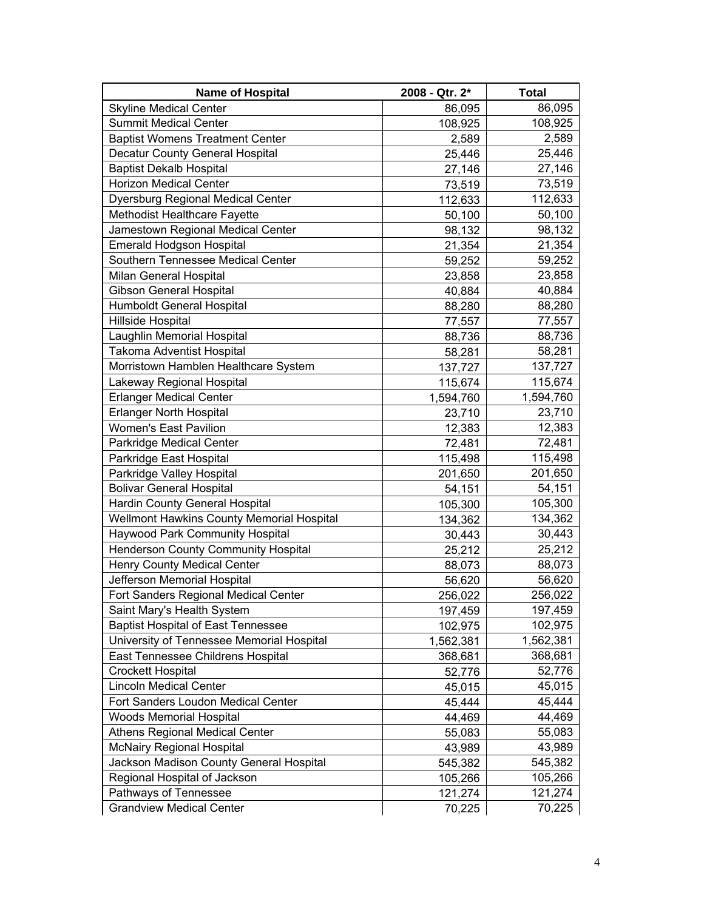| Name of Hospital | 2008 - Qtr. 2* | Total |
| --- | --- | --- |
| Skyline Medical Center | 86,095 | 86,095 |
| Summit Medical Center | 108,925 | 108,925 |
| Baptist Womens Treatment Center | 2,589 | 2,589 |
| Decatur County General Hospital | 25,446 | 25,446 |
| Baptist Dekalb Hospital | 27,146 | 27,146 |
| Horizon Medical Center | 73,519 | 73,519 |
| Dyersburg Regional Medical Center | 112,633 | 112,633 |
| Methodist Healthcare Fayette | 50,100 | 50,100 |
| Jamestown Regional Medical Center | 98,132 | 98,132 |
| Emerald Hodgson Hospital | 21,354 | 21,354 |
| Southern Tennessee Medical Center | 59,252 | 59,252 |
| Milan General Hospital | 23,858 | 23,858 |
| Gibson General Hospital | 40,884 | 40,884 |
| Humboldt General Hospital | 88,280 | 88,280 |
| Hillside Hospital | 77,557 | 77,557 |
| Laughlin Memorial Hospital | 88,736 | 88,736 |
| Takoma Adventist Hospital | 58,281 | 58,281 |
| Morristown Hamblen Healthcare System | 137,727 | 137,727 |
| Lakeway Regional Hospital | 115,674 | 115,674 |
| Erlanger Medical Center | 1,594,760 | 1,594,760 |
| Erlanger North Hospital | 23,710 | 23,710 |
| Women's East Pavilion | 12,383 | 12,383 |
| Parkridge Medical Center | 72,481 | 72,481 |
| Parkridge East Hospital | 115,498 | 115,498 |
| Parkridge Valley Hospital | 201,650 | 201,650 |
| Bolivar General Hospital | 54,151 | 54,151 |
| Hardin County General Hospital | 105,300 | 105,300 |
| Wellmont Hawkins County Memorial Hospital | 134,362 | 134,362 |
| Haywood Park Community Hospital | 30,443 | 30,443 |
| Henderson County Community Hospital | 25,212 | 25,212 |
| Henry County Medical Center | 88,073 | 88,073 |
| Jefferson Memorial Hospital | 56,620 | 56,620 |
| Fort Sanders Regional Medical Center | 256,022 | 256,022 |
| Saint Mary's Health System | 197,459 | 197,459 |
| Baptist Hospital of East Tennessee | 102,975 | 102,975 |
| University of Tennessee Memorial Hospital | 1,562,381 | 1,562,381 |
| East Tennessee Childrens Hospital | 368,681 | 368,681 |
| Crockett Hospital | 52,776 | 52,776 |
| Lincoln Medical Center | 45,015 | 45,015 |
| Fort Sanders Loudon Medical Center | 45,444 | 45,444 |
| Woods Memorial Hospital | 44,469 | 44,469 |
| Athens Regional Medical Center | 55,083 | 55,083 |
| McNairy Regional Hospital | 43,989 | 43,989 |
| Jackson Madison County General Hospital | 545,382 | 545,382 |
| Regional Hospital of Jackson | 105,266 | 105,266 |
| Pathways of Tennessee | 121,274 | 121,274 |
| Grandview Medical Center | 70,225 | 70,225 |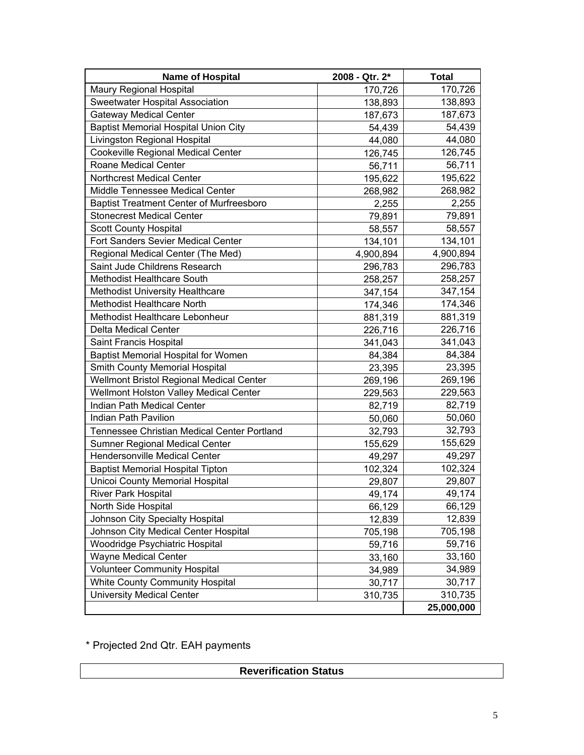| Name of Hospital | 2008 - Qtr. 2* | Total |
| --- | --- | --- |
| Maury Regional Hospital | 170,726 | 170,726 |
| Sweetwater Hospital Association | 138,893 | 138,893 |
| Gateway Medical Center | 187,673 | 187,673 |
| Baptist Memorial Hospital Union City | 54,439 | 54,439 |
| Livingston Regional Hospital | 44,080 | 44,080 |
| Cookeville Regional Medical Center | 126,745 | 126,745 |
| Roane Medical Center | 56,711 | 56,711 |
| Northcrest Medical Center | 195,622 | 195,622 |
| Middle Tennessee Medical Center | 268,982 | 268,982 |
| Baptist Treatment Center of Murfreesboro | 2,255 | 2,255 |
| Stonecrest Medical Center | 79,891 | 79,891 |
| Scott County Hospital | 58,557 | 58,557 |
| Fort Sanders Sevier Medical Center | 134,101 | 134,101 |
| Regional Medical Center (The Med) | 4,900,894 | 4,900,894 |
| Saint Jude Childrens Research | 296,783 | 296,783 |
| Methodist Healthcare South | 258,257 | 258,257 |
| Methodist University Healthcare | 347,154 | 347,154 |
| Methodist Healthcare North | 174,346 | 174,346 |
| Methodist Healthcare Lebonheur | 881,319 | 881,319 |
| Delta Medical Center | 226,716 | 226,716 |
| Saint Francis Hospital | 341,043 | 341,043 |
| Baptist Memorial Hospital for Women | 84,384 | 84,384 |
| Smith County Memorial Hospital | 23,395 | 23,395 |
| Wellmont Bristol Regional Medical Center | 269,196 | 269,196 |
| Wellmont Holston Valley Medical Center | 229,563 | 229,563 |
| Indian Path Medical Center | 82,719 | 82,719 |
| Indian Path Pavilion | 50,060 | 50,060 |
| Tennessee Christian Medical Center Portland | 32,793 | 32,793 |
| Sumner Regional Medical Center | 155,629 | 155,629 |
| Hendersonville Medical Center | 49,297 | 49,297 |
| Baptist Memorial Hospital Tipton | 102,324 | 102,324 |
| Unicoi County Memorial Hospital | 29,807 | 29,807 |
| River Park Hospital | 49,174 | 49,174 |
| North Side Hospital | 66,129 | 66,129 |
| Johnson City Specialty Hospital | 12,839 | 12,839 |
| Johnson City Medical Center Hospital | 705,198 | 705,198 |
| Woodridge Psychiatric Hospital | 59,716 | 59,716 |
| Wayne Medical Center | 33,160 | 33,160 |
| Volunteer Community Hospital | 34,989 | 34,989 |
| White County Community Hospital | 30,717 | 30,717 |
| University Medical Center | 310,735 | 310,735 |
| | | **25,000,000** |

* Projected 2nd Qtr. EAH payments

## Reverification Status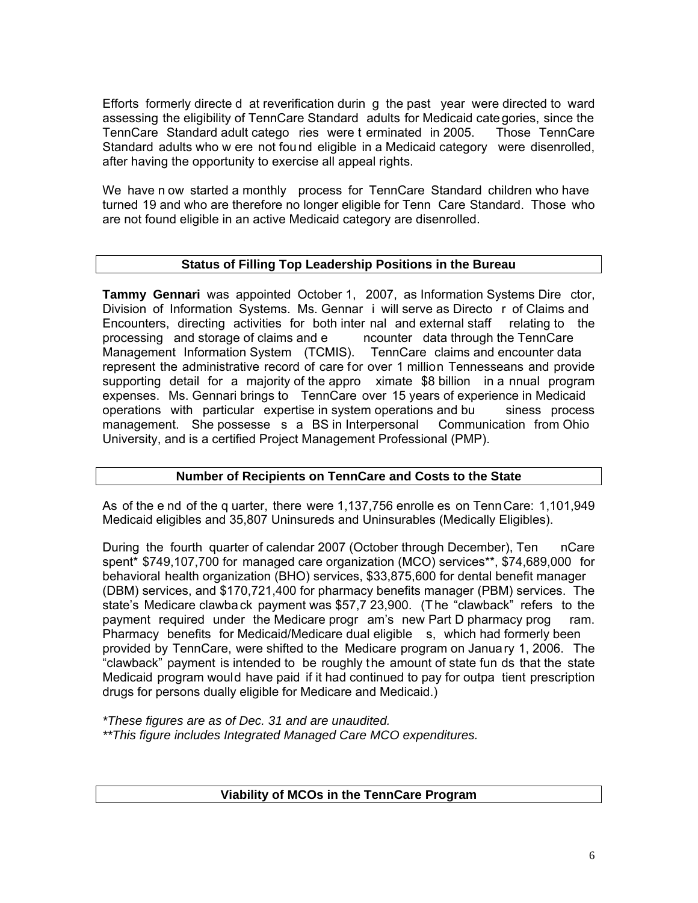Efforts formerly directed at reverification during the past year were directed toward assessing the eligibility of TennCare Standard adults for Medicaid categories, since the TennCare Standard adult categories were terminated in 2005. Those TennCare Standard adults who were not found eligible in a Medicaid category were disenrolled, after having the opportunity to exercise all appeal rights.

We have now started a monthly process for TennCare Standard children who have turned 19 and who are therefore no longer eligible for TennCare Standard. Those who are not found eligible in an active Medicaid category are disenrolled.

## Status of Filling Top Leadership Positions in the Bureau

**Tammy Gennari** was appointed October 1, 2007, as Information Systems Director, Division of Information Systems. Ms. Gennari will serve as Director of Claims and Encounters, directing activities for both internal and external staff relating to the processing and storage of claims and encounter data through the TennCare Management Information System (TCMIS). TennCare claims and encounter data represent the administrative record of care for over 1 million Tennesseans and provide supporting detail for a majority of the approximate $8 billion in annual program expenses. Ms. Gennari brings to TennCare over 15 years of experience in Medicaid operations with particular expertise in system operations and business process management. She possesses a BS in Interpersonal Communication from Ohio University, and is a certified Project Management Professional (PMP).

## Number of Recipients on TennCare and Costs to the State

As of the end of the quarter, there were 1,137,756 enrollees on TennCare: 1,101,949 Medicaid eligibles and 35,807 Uninsureds and Uninsurables (Medically Eligibles).

During the fourth quarter of calendar 2007 (October through December), TennCare spent* $749,107,700 for managed care organization (MCO) services**, $74,689,000 for behavioral health organization (BHO) services, $33,875,600 for dental benefit manager (DBM) services, and $170,721,400 for pharmacy benefits manager (PBM) services. The state's Medicare clawback payment was $57,723,900. (The "clawback" refers to the payment required under the Medicare program's new Part D pharmacy program. Pharmacy benefits for Medicaid/Medicare dual eligibles, which had formerly been provided by TennCare, were shifted to the Medicare program on January 1, 2006. The "clawback" payment is intended to be roughly the amount of state funds that the state Medicaid program would have paid if it had continued to pay for outpatient prescription drugs for persons dually eligible for Medicare and Medicaid.)

*\*These figures are as of Dec. 31 and are unaudited.*
*\*\*This figure includes Integrated Managed Care MCO expenditures.*

## Viability of MCOs in the TennCare Program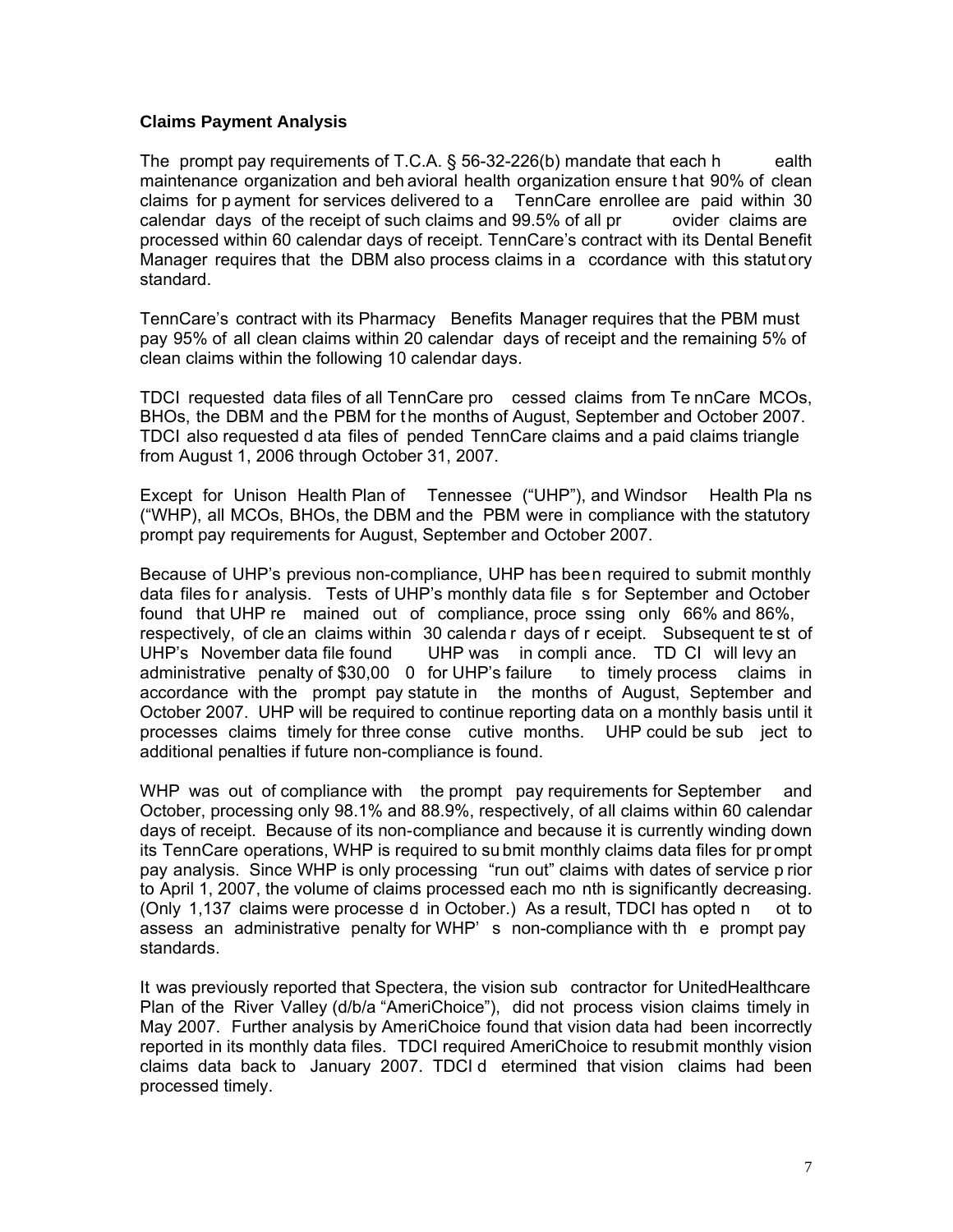### Claims Payment Analysis

The prompt pay requirements of T.C.A. § 56-32-226(b) mandate that each health maintenance organization and behavioral health organization ensure that 90% of clean claims for payment for services delivered to a TennCare enrollee are paid within 30 calendar days of the receipt of such claims and 99.5% of all provider claims are processed within 60 calendar days of receipt. TennCare's contract with its Dental Benefit Manager requires that the DBM also process claims in accordance with this statutory standard.

TennCare's contract with its Pharmacy Benefits Manager requires that the PBM must pay 95% of all clean claims within 20 calendar days of receipt and the remaining 5% of clean claims within the following 10 calendar days.

TDCI requested data files of all TennCare processed claims from TennCare MCOs, BHOs, the DBM and the PBM for the months of August, September and October 2007. TDCI also requested data files of pended TennCare claims and a paid claims triangle from August 1, 2006 through October 31, 2007.

Except for Unison Health Plan of Tennessee ("UHP"), and Windsor Health Plans ("WHP), all MCOs, BHOs, the DBM and the PBM were in compliance with the statutory prompt pay requirements for August, September and October 2007.

Because of UHP's previous non-compliance, UHP has been required to submit monthly data files for analysis. Tests of UHP's monthly data files for September and October found that UHP remained out of compliance, processing only 66% and 86%, respectively, of clean claims within 30 calendar days of receipt. Subsequent test of UHP's November data file found UHP was in compliance. TDCI will levy an administrative penalty of $30,000 for UHP's failure to timely process claims in accordance with the prompt pay statute in the months of August, September and October 2007. UHP will be required to continue reporting data on a monthly basis until it processes claims timely for three consecutive months. UHP could be subject to additional penalties if future non-compliance is found.

WHP was out of compliance with the prompt pay requirements for September and October, processing only 98.1% and 88.9%, respectively, of all claims within 60 calendar days of receipt. Because of its non-compliance and because it is currently winding down its TennCare operations, WHP is required to submit monthly claims data files for prompt pay analysis. Since WHP is only processing "run out" claims with dates of service prior to April 1, 2007, the volume of claims processed each month is significantly decreasing. (Only 1,137 claims were processed in October.) As a result, TDCI has opted not to assess an administrative penalty for WHP's non-compliance with the prompt pay standards.

It was previously reported that Spectera, the vision subcontractor for UnitedHealthcare Plan of the River Valley (d/b/a "AmeriChoice"), did not process vision claims timely in May 2007. Further analysis by AmeriChoice found that vision data had been incorrectly reported in its monthly data files. TDCI required AmeriChoice to resubmit monthly vision claims data back to January 2007. TDCI determined that vision claims had been processed timely.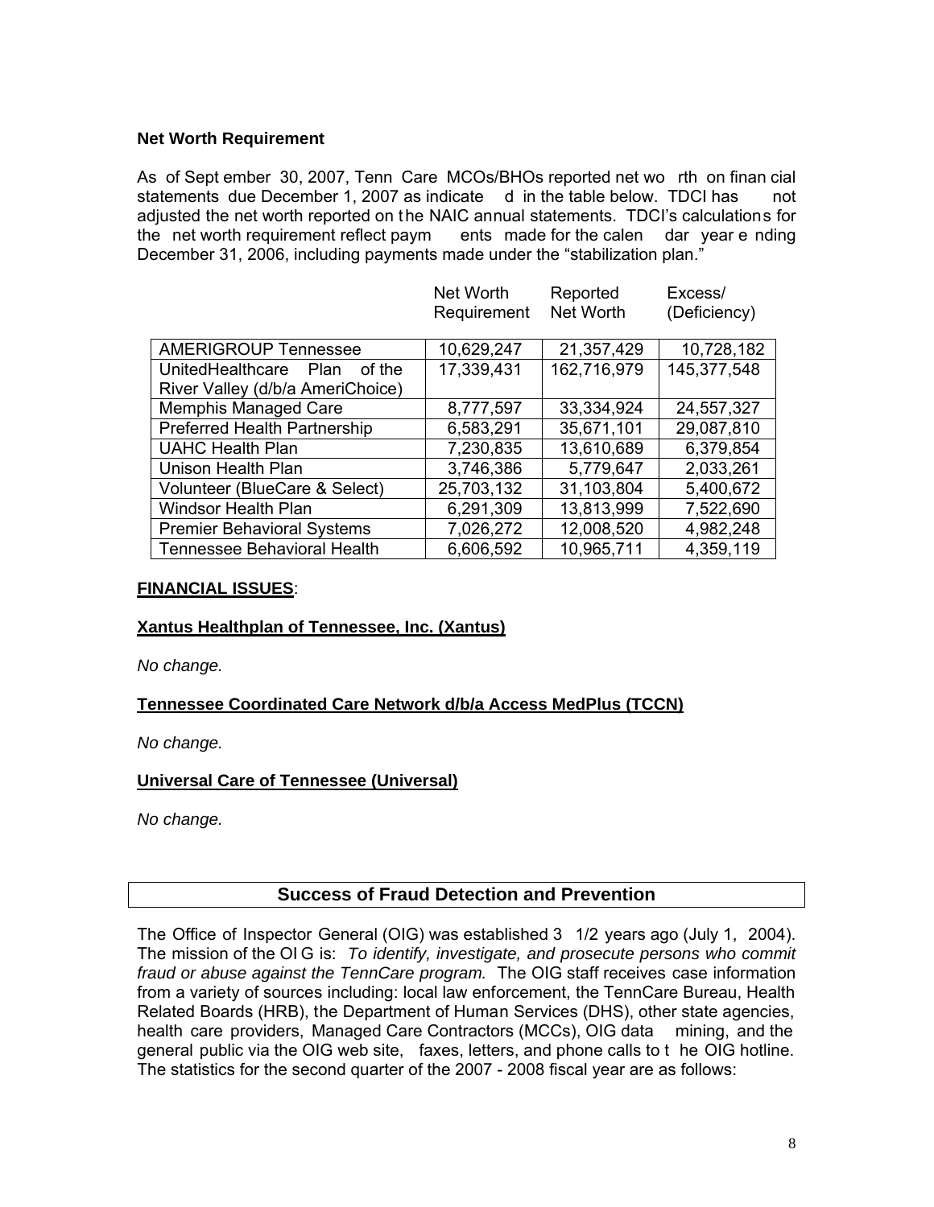### Net Worth Requirement

As of September 30, 2007, TennCare MCOs/BHOs reported net worth on financial statements due December 1, 2007 as indicated in the table below. TDCI has not adjusted the net worth reported on the NAIC annual statements. TDCI's calculations for the net worth requirement reflect payments made for the calendar year ending December 31, 2006, including payments made under the "stabilization plan."

| | Net Worth Requirement | Reported Net Worth | Excess/ (Deficiency) |
|---|---|---|---|
| AMERIGROUP Tennessee | 10,629,247 | 21,357,429 | 10,728,182 |
| UnitedHealthcare Plan of the River Valley (d/b/a AmeriChoice) | 17,339,431 | 162,716,979 | 145,377,548 |
| Memphis Managed Care | 8,777,597 | 33,334,924 | 24,557,327 |
| Preferred Health Partnership | 6,583,291 | 35,671,101 | 29,087,810 |
| UAHC Health Plan | 7,230,835 | 13,610,689 | 6,379,854 |
| Unison Health Plan | 3,746,386 | 5,779,647 | 2,033,261 |
| Volunteer (BlueCare & Select) | 25,703,132 | 31,103,804 | 5,400,672 |
| Windsor Health Plan | 6,291,309 | 13,813,999 | 7,522,690 |
| Premier Behavioral Systems | 7,026,272 | 12,008,520 | 4,982,248 |
| Tennessee Behavioral Health | 6,606,592 | 10,965,711 | 4,359,119 |

**FINANCIAL ISSUES**:

**Xantus Healthplan of Tennessee, Inc. (Xantus)**

*No change.*

**Tennessee Coordinated Care Network d/b/a Access MedPlus (TCCN)**

*No change.*

**Universal Care of Tennessee (Universal)**

*No change.*

## Success of Fraud Detection and Prevention

The Office of Inspector General (OIG) was established 3 1/2 years ago (July 1, 2004). The mission of the OIG is: *To identify, investigate, and prosecute persons who commit fraud or abuse against the TennCare program.* The OIG staff receives case information from a variety of sources including: local law enforcement, the TennCare Bureau, Health Related Boards (HRB), the Department of Human Services (DHS), other state agencies, health care providers, Managed Care Contractors (MCCs), OIG data mining, and the general public via the OIG web site, faxes, letters, and phone calls to the OIG hotline. The statistics for the second quarter of the 2007 - 2008 fiscal year are as follows: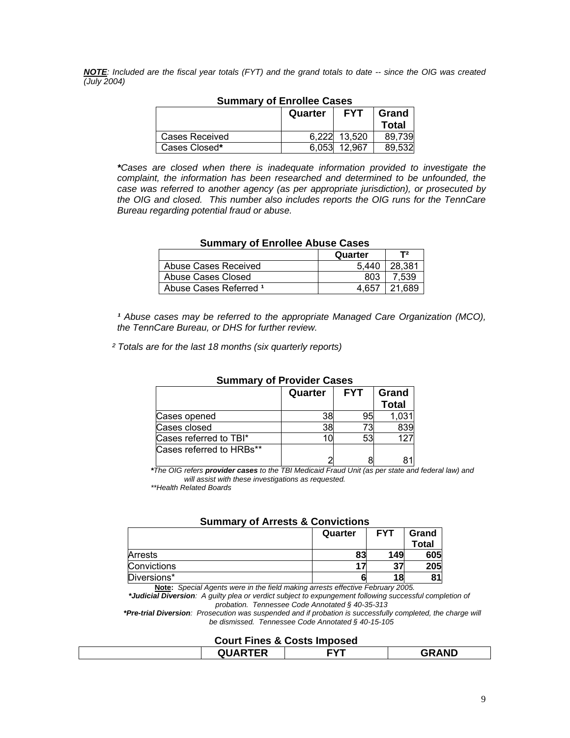***NOTE***: *Included are the fiscal year totals (FYT) and the grand totals to date -- since the OIG was created (July 2004)*

**Summary of Enrollee Cases**

| | Quarter | FYT | Grand Total |
|---|---|---|---|
| Cases Received | 6,222 | 13,520 | 89,739 |
| Cases Closed* | 6,053 | 12,967 | 89,532 |

****Cases are closed when there is inadequate information provided to investigate the complaint, the information has been researched and determined to be unfounded, the case was referred to another agency (as per appropriate jurisdiction), or prosecuted by the OIG and closed. This number also includes reports the OIG runs for the TennCare Bureau regarding potential fraud or abuse.*

**Summary of Enrollee Abuse Cases**

| | Quarter | T[2] |
|---|---|---|
| Abuse Cases Received | 5,440 | 28,381 |
| Abuse Cases Closed | 803 | 7,539 |
| Abuse Cases Referred [1] | 4,657 | 21,689 |

*[1] Abuse cases may be referred to the appropriate Managed Care Organization (MCO), the TennCare Bureau, or DHS for further review.*

*[2] Totals are for the last 18 months (six quarterly reports)*

**Summary of Provider Cases**

| | Quarter | FYT | Grand Total |
|---|---|---|---|
| Cases opened | 38 | 95 | 1,031 |
| Cases closed | 38 | 73 | 839 |
| Cases referred to TBI* | 10 | 53 | 127 |
| Cases referred to HRBs** | 2 | 8 | 81 |

**The OIG refers **provider cases** to the TBI Medicaid Fraud Unit (as per state and federal law) and will assist with these investigations as requested.*

*\*\*Health Related Boards*

**Summary of Arrests & Convictions**

| | Quarter | FYT | Grand Total |
|---|---|---|---|
| Arrests | **83** | **149** | **605** |
| Convictions | **17** | **37** | **205** |
| Diversions* | **6** | **18** | **81** |

**Note:** *Special Agents were in the field making arrests effective February 2005.*

****Judicial Diversion**: A guilty plea or verdict subject to expungement following successful completion of probation. Tennessee Code Annotated § 40-35-313*

****Pre-trial Diversion**: Prosecution was suspended and if probation is successfully completed, the charge will be dismissed. Tennessee Code Annotated § 40-15-105*

**Court Fines & Costs Imposed**

| | QUARTER | FYT | GRAND |
|---|---|---|---|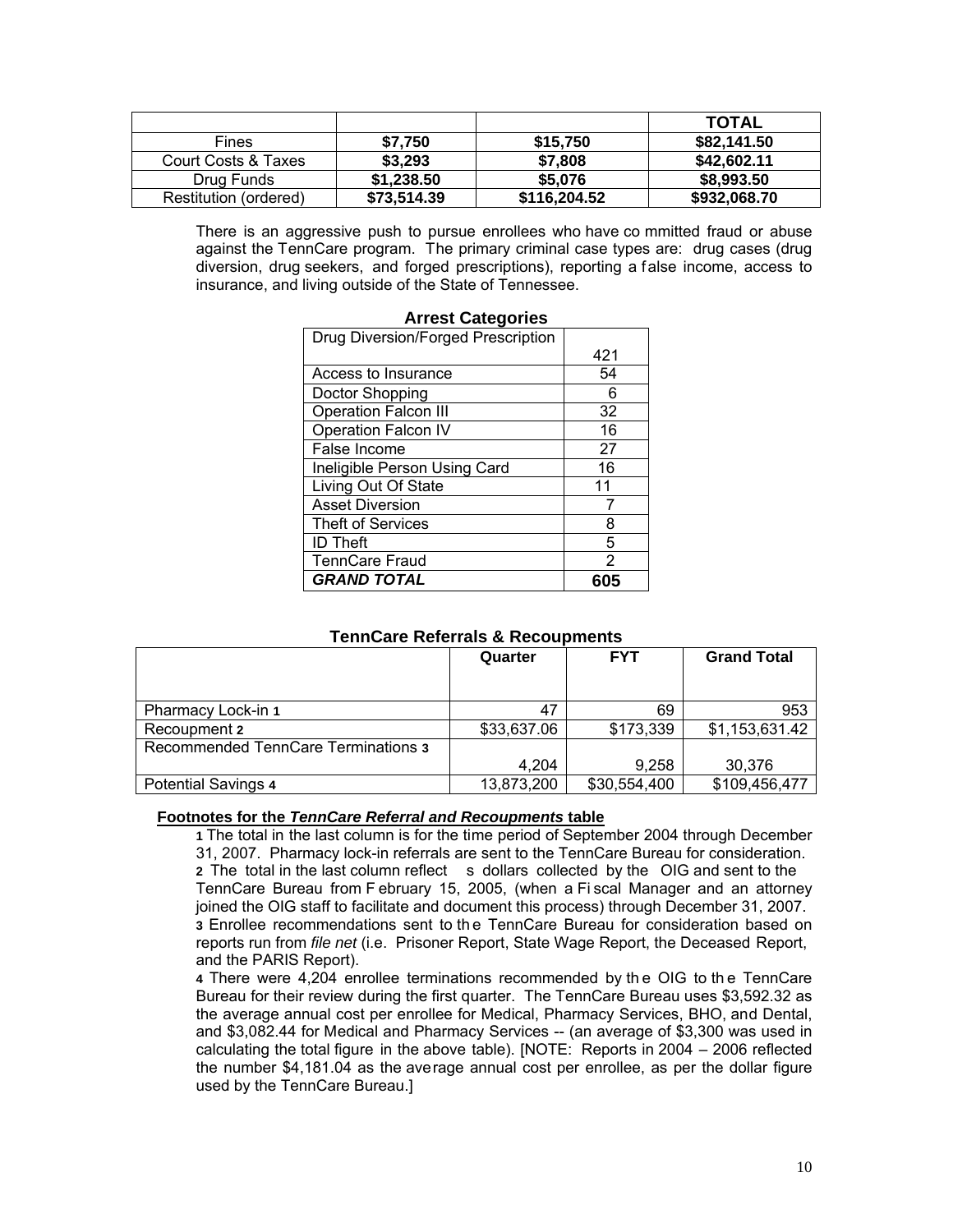| | | | TOTAL |
|---|---|---|---|
| Fines | $7,750 | $15,750 | $82,141.50 |
| Court Costs & Taxes | $3,293 | $7,808 | $42,602.11 |
| Drug Funds | $1,238.50 | $5,076 | $8,993.50 |
| Restitution (ordered) | $73,514.39 | $116,204.52 | $932,068.70 |

There is an aggressive push to pursue enrollees who have committed fraud or abuse against the TennCare program. The primary criminal case types are: drug cases (drug diversion, drug seekers, and forged prescriptions), reporting a false income, access to insurance, and living outside of the State of Tennessee.

**Arrest Categories**

| | |
|---|---|
| Drug Diversion/Forged Prescription | 421 |
| Access to Insurance | 54 |
| Doctor Shopping | 6 |
| Operation Falcon III | 32 |
| Operation Falcon IV | 16 |
| False Income | 27 |
| Ineligible Person Using Card | 16 |
| Living Out Of State | 11 |
| Asset Diversion | 7 |
| Theft of Services | 8 |
| ID Theft | 5 |
| TennCare Fraud | 2 |
| ***GRAND TOTAL*** | **605** |

**TennCare Referrals & Recoupments**

| | Quarter | FYT | Grand Total |
|---|---|---|---|
| Pharmacy Lock-in 1 | 47 | 69 | 953 |
| Recoupment 2 | $33,637.06 | $173,339 | $1,153,631.42 |
| Recommended TennCare Terminations 3 | 4,204 | 9,258 | 30,376 |
| Potential Savings 4 | 13,873,200 | $30,554,400 | $109,456,477 |

**Footnotes for the *TennCare Referral and Recoupments* table**

**1** The total in the last column is for the time period of September 2004 through December 31, 2007. Pharmacy lock-in referrals are sent to the TennCare Bureau for consideration.
**2** The total in the last column reflects dollars collected by the OIG and sent to the TennCare Bureau from February 15, 2005, (when a Fiscal Manager and an attorney joined the OIG staff to facilitate and document this process) through December 31, 2007.
**3** Enrollee recommendations sent to the TennCare Bureau for consideration based on reports run from *file net* (i.e. Prisoner Report, State Wage Report, the Deceased Report, and the PARIS Report).
**4** There were 4,204 enrollee terminations recommended by the OIG to the TennCare Bureau for their review during the first quarter. The TennCare Bureau uses $3,592.32 as the average annual cost per enrollee for Medical, Pharmacy Services, BHO, and Dental, and $3,082.44 for Medical and Pharmacy Services -- (an average of $3,300 was used in calculating the total figure in the above table). [NOTE: Reports in 2004 – 2006 reflected the number $4,181.04 as the average annual cost per enrollee, as per the dollar figure used by the TennCare Bureau.]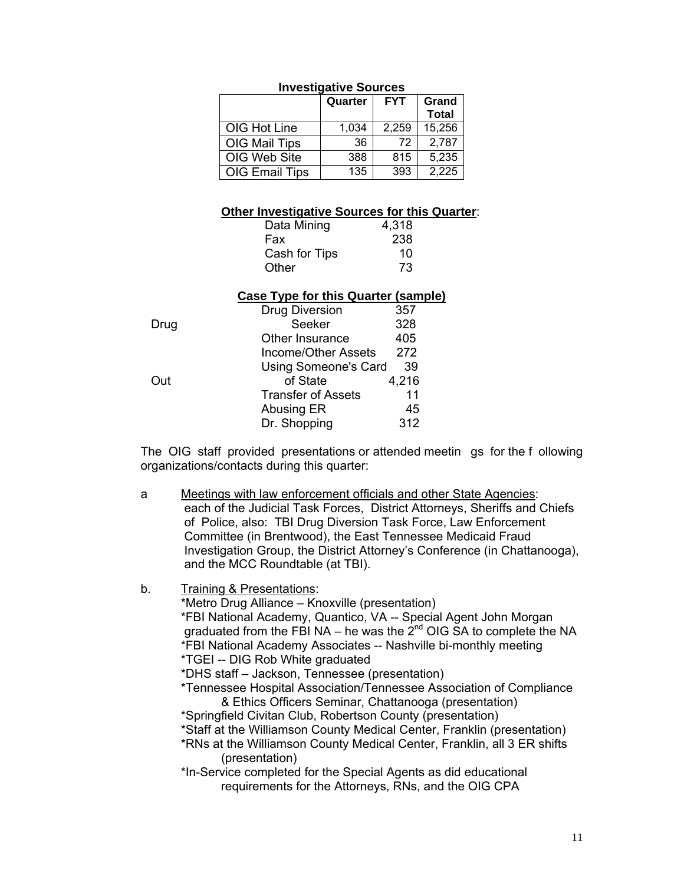**Investigative Sources**

| | Quarter | FYT | Grand Total |
|---|---|---|---|
| OIG Hot Line | 1,034 | 2,259 | 15,256 |
| OIG Mail Tips | 36 | 72 | 2,787 |
| OIG Web Site | 388 | 815 | 5,235 |
| OIG Email Tips | 135 | 393 | 2,225 |

**Other Investigative Sources for this Quarter**:

| | |
|---|---|
| Data Mining | 4,318 |
| Fax | 238 |
| Cash for Tips | 10 |
| Other | 73 |

**Case Type for this Quarter (sample)**

| | |
|---|---|
| Drug Diversion | 357 |
| Drug Seeker | 328 |
| Other Insurance | 405 |
| Income/Other Assets | 272 |
| Using Someone's Card | 39 |
| Out of State | 4,216 |
| Transfer of Assets | 11 |
| Abusing ER | 45 |
| Dr. Shopping | 312 |

The OIG staff provided presentations or attended meetings for the following organizations/contacts during this quarter:

a. Meetings with law enforcement officials and other State Agencies: each of the Judicial Task Forces, District Attorneys, Sheriffs and Chiefs of Police, also: TBI Drug Diversion Task Force, Law Enforcement Committee (in Brentwood), the East Tennessee Medicaid Fraud Investigation Group, the District Attorney's Conference (in Chattanooga), and the MCC Roundtable (at TBI).

b. Training & Presentations:
*Metro Drug Alliance – Knoxville (presentation)
*FBI National Academy, Quantico, VA -- Special Agent John Morgan graduated from the FBI NA – he was the 2nd OIG SA to complete the NA
*FBI National Academy Associates -- Nashville bi-monthly meeting
*TGEI -- DIG Rob White graduated
*DHS staff – Jackson, Tennessee (presentation)
*Tennessee Hospital Association/Tennessee Association of Compliance & Ethics Officers Seminar, Chattanooga (presentation)
*Springfield Civitan Club, Robertson County (presentation)
*Staff at the Williamson County Medical Center, Franklin (presentation)
*RNs at the Williamson County Medical Center, Franklin, all 3 ER shifts (presentation)
*In-Service completed for the Special Agents as did educational requirements for the Attorneys, RNs, and the OIG CPA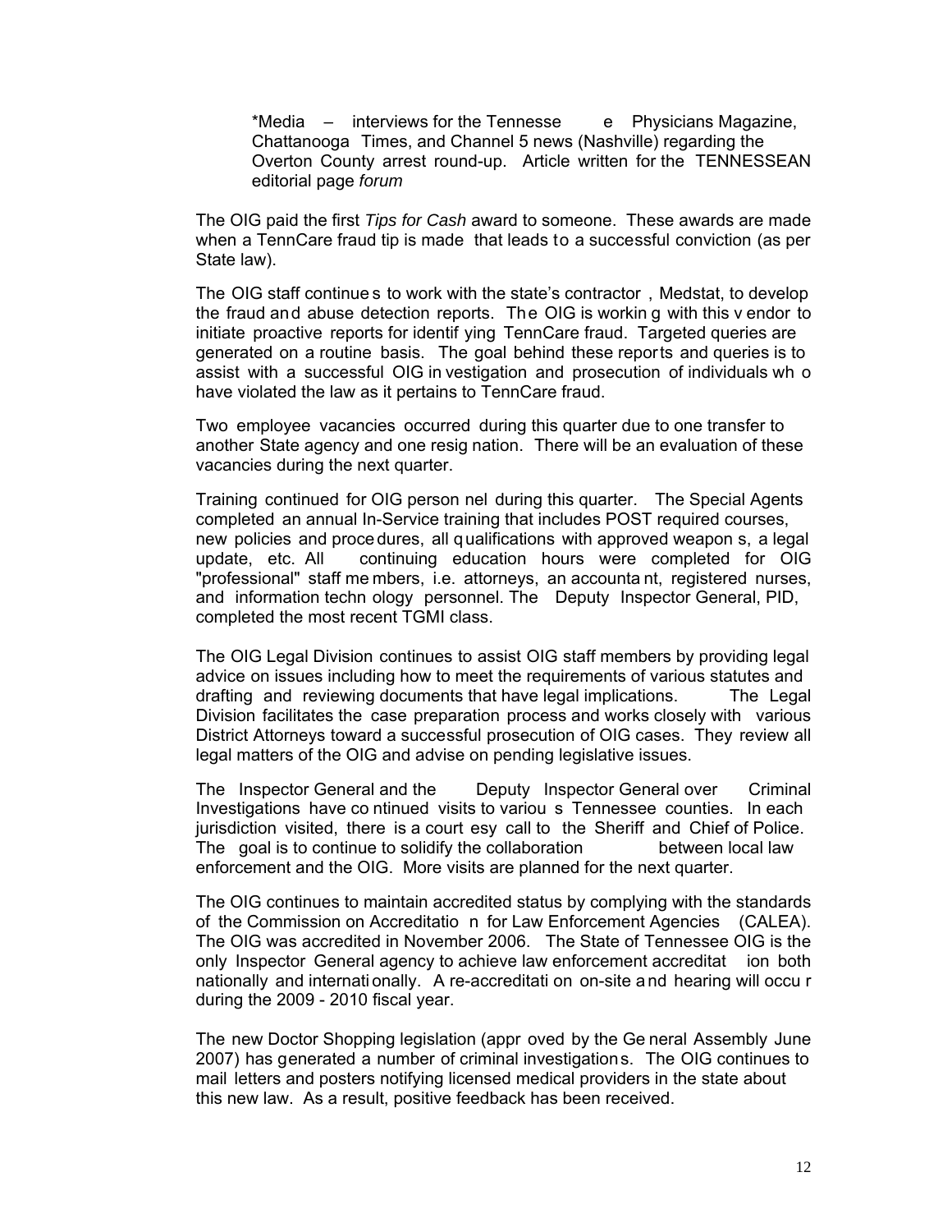*Media – interviews for the Tennessee Physicians Magazine, Chattanooga Times, and Channel 5 news (Nashville) regarding the Overton County arrest round-up. Article written for the TENNESSEAN editorial page *forum*

The OIG paid the first *Tips for Cash* award to someone. These awards are made when a TennCare fraud tip is made that leads to a successful conviction (as per State law).

The OIG staff continues to work with the state's contractor, Medstat, to develop the fraud and abuse detection reports. The OIG is working with this vendor to initiate proactive reports for identifying TennCare fraud. Targeted queries are generated on a routine basis. The goal behind these reports and queries is to assist with a successful OIG investigation and prosecution of individuals who have violated the law as it pertains to TennCare fraud.

Two employee vacancies occurred during this quarter due to one transfer to another State agency and one resignation. There will be an evaluation of these vacancies during the next quarter.

Training continued for OIG personnel during this quarter. The Special Agents completed an annual In-Service training that includes POST required courses, new policies and procedures, all qualifications with approved weapons, a legal update, etc. All continuing education hours were completed for OIG "professional" staff members, i.e. attorneys, an accountant, registered nurses, and information technology personnel. The Deputy Inspector General, PID, completed the most recent TGMI class.

The OIG Legal Division continues to assist OIG staff members by providing legal advice on issues including how to meet the requirements of various statutes and drafting and reviewing documents that have legal implications. The Legal Division facilitates the case preparation process and works closely with various District Attorneys toward a successful prosecution of OIG cases. They review all legal matters of the OIG and advise on pending legislative issues.

The Inspector General and the Deputy Inspector General over Criminal Investigations have continued visits to various Tennessee counties. In each jurisdiction visited, there is a courtesy call to the Sheriff and Chief of Police. The goal is to continue to solidify the collaboration between local law enforcement and the OIG. More visits are planned for the next quarter.

The OIG continues to maintain accredited status by complying with the standards of the Commission on Accreditation for Law Enforcement Agencies (CALEA). The OIG was accredited in November 2006. The State of Tennessee OIG is the only Inspector General agency to achieve law enforcement accreditation both nationally and internationally. A re-accreditation on-site and hearing will occur during the 2009 - 2010 fiscal year.

The new Doctor Shopping legislation (approved by the General Assembly June 2007) has generated a number of criminal investigations. The OIG continues to mail letters and posters notifying licensed medical providers in the state about this new law. As a result, positive feedback has been received.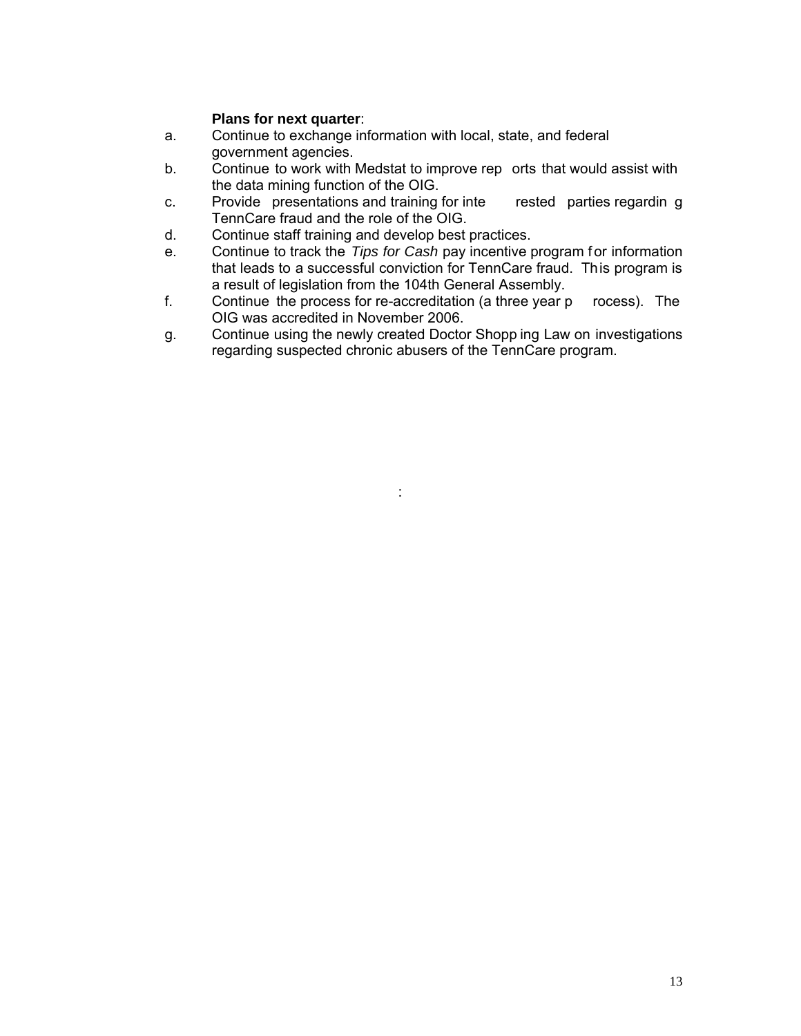**Plans for next quarter**:

a. Continue to exchange information with local, state, and federal government agencies.
b. Continue to work with Medstat to improve reports that would assist with the data mining function of the OIG.
c. Provide presentations and training for interested parties regarding TennCare fraud and the role of the OIG.
d. Continue staff training and develop best practices.
e. Continue to track the *Tips for Cash* pay incentive program for information that leads to a successful conviction for TennCare fraud. This program is a result of legislation from the 104th General Assembly.
f. Continue the process for re-accreditation (a three year process). The OIG was accredited in November 2006.
g. Continue using the newly created Doctor Shopping Law on investigations regarding suspected chronic abusers of the TennCare program.

: